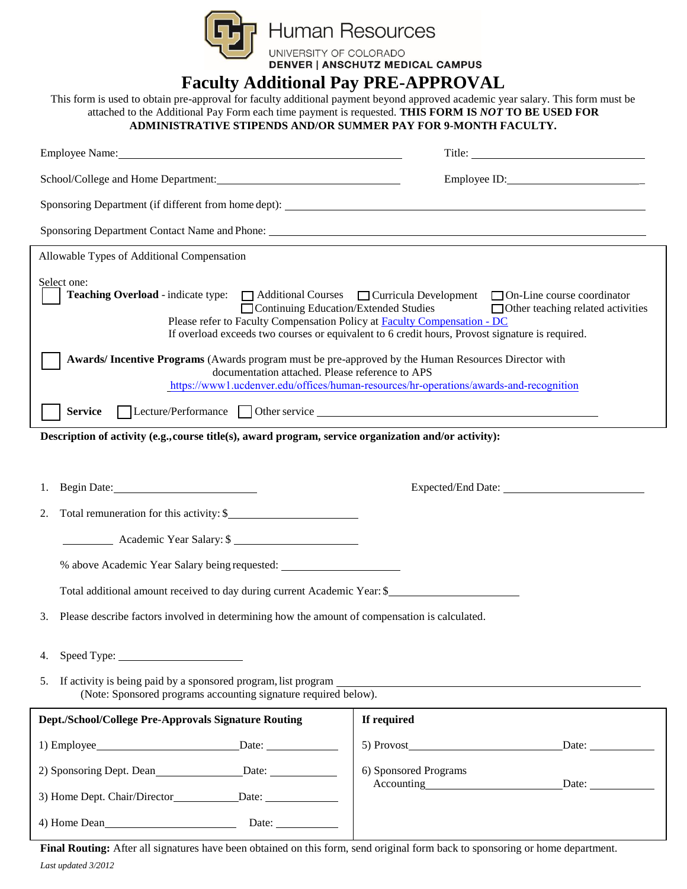Human Resources
UNIVERSITY OF COLORADO
**DENVER | ANSCHUTZ MEDICAL CAMPUS**

# Faculty Additional Pay PRE-APPROVAL

This form is used to obtain pre-approval for faculty additional payment beyond approved academic year salary. This form must be attached to the Additional Pay Form each time payment is requested. **THIS FORM IS *NOT* TO BE USED FOR ADMINISTRATIVE STIPENDS AND/OR SUMMER PAY FOR 9-MONTH FACULTY.**

Employee Name: ______________________ Title: ______________________

School/College and Home Department: ______________________ Employee ID: ______________________

Sponsoring Department (if different from home dept): ______________________

Sponsoring Department Contact Name and Phone: ______________________

Allowable Types of Additional Compensation

Select one:

☐ **Teaching Overload** - indicate type: ☐ Additional Courses ☐ Curricula Development ☐ On-Line course coordinator ☐ Continuing Education/Extended Studies ☐ Other teaching related activities

Please refer to Faculty Compensation Policy at [Faculty Compensation - DC]
If overload exceeds two courses or equivalent to 6 credit hours, Provost signature is required.

☐ **Awards/ Incentive Programs** (Awards program must be pre-approved by the Human Resources Director with documentation attached. Please reference to APS
https://www1.ucdenver.edu/offices/human-resources/hr-operations/awards-and-recognition

☐ **Service** ☐ Lecture/Performance ☐ Other service ______________________

**Description of activity (e.g.,course title(s), award program, service organization and/or activity):**

1. Begin Date: ______________________ Expected/End Date: ______________________
2. Total remuneration for this activity: $ ______________________

   ________ Academic Year Salary: $ ______________________

   % above Academic Year Salary being requested: ______________________

   Total additional amount received to day during current Academic Year: $ ______________________
3. Please describe factors involved in determining how the amount of compensation is calculated.
4. Speed Type: ______________________
5. If activity is being paid by a sponsored program, list program ______________________
   (Note: Sponsored programs accounting signature required below).

| Dept./School/College Pre-Approvals Signature Routing | If required |
|---|---|
| 1) Employee ______________ Date: ________ | 5) Provost ______________ Date: ________ |
| 2) Sponsoring Dept. Dean ______________ Date: ________ | 6) Sponsored Programs Accounting ______________ Date: ________ |
| 3) Home Dept. Chair/Director ______________ Date: ________ | |
| 4) Home Dean ______________ Date: ________ | |

**Final Routing:** After all signatures have been obtained on this form, send original form back to sponsoring or home department.

*Last updated 3/2012*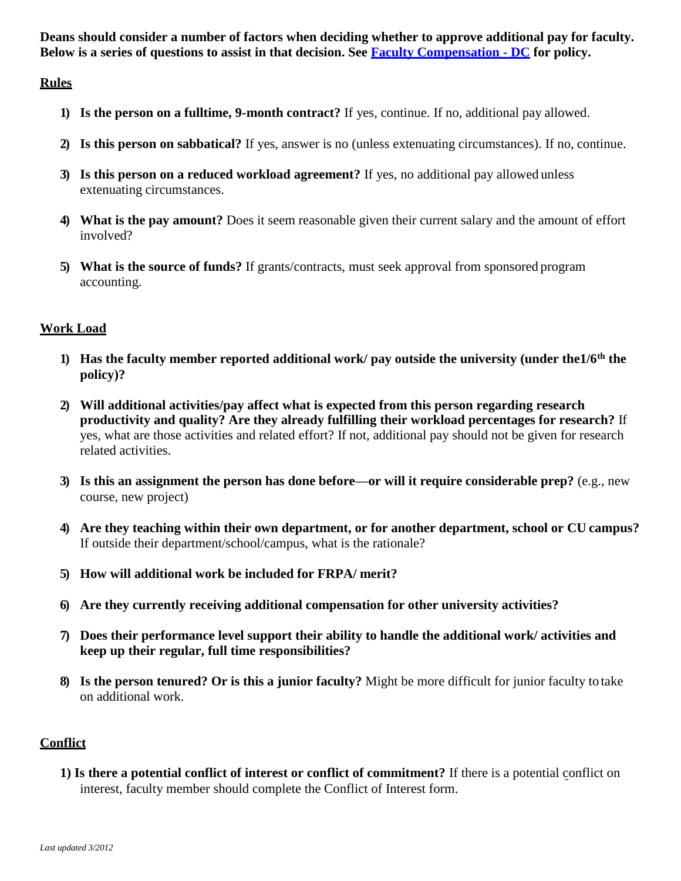**Deans should consider a number of factors when deciding whether to approve additional pay for faculty. Below is a series of questions to assist in that decision. See [Faculty Compensation - DC] for policy.**

## Rules

1) **Is the person on a fulltime, 9-month contract?** If yes, continue. If no, additional pay allowed.

2) **Is this person on sabbatical?** If yes, answer is no (unless extenuating circumstances). If no, continue.

3) **Is this person on a reduced workload agreement?** If yes, no additional pay allowed unless extenuating circumstances.

4) **What is the pay amount?** Does it seem reasonable given their current salary and the amount of effort involved?

5) **What is the source of funds?** If grants/contracts, must seek approval from sponsored program accounting.

## Work Load

1) **Has the faculty member reported additional work/ pay outside the university (under the1/6th the policy)?**

2) **Will additional activities/pay affect what is expected from this person regarding research productivity and quality? Are they already fulfilling their workload percentages for research?** If yes, what are those activities and related effort? If not, additional pay should not be given for research related activities.

3) **Is this an assignment the person has done before—or will it require considerable prep?** (e.g., new course, new project)

4) **Are they teaching within their own department, or for another department, school or CU campus?** If outside their department/school/campus, what is the rationale?

5) **How will additional work be included for FRPA/ merit?**

6) **Are they currently receiving additional compensation for other university activities?**

7) **Does their performance level support their ability to handle the additional work/ activities and keep up their regular, full time responsibilities?**

8) **Is the person tenured? Or is this a junior faculty?** Might be more difficult for junior faculty to take on additional work.

## Conflict

1) **Is there a potential conflict of interest or conflict of commitment?** If there is a potential conflict on interest, faculty member should complete the Conflict of Interest form.

*Last updated 3/2012*